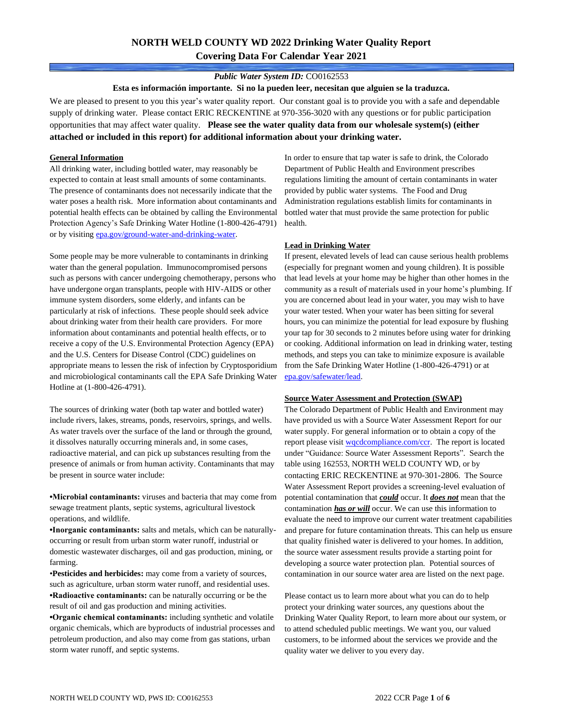# NORTH WELD COUNTY WD 2022 Drinking Water Quality Report
## Covering Data For Calendar Year 2021

***Public Water System ID:*** CO0162553

**Esta es información importante. Si no la pueden leer, necesitan que alguien se la traduzca.**

We are pleased to present to you this year's water quality report. Our constant goal is to provide you with a safe and dependable supply of drinking water. Please contact ERIC RECKENTINE at 970-356-3020 with any questions or for public participation opportunities that may affect water quality. **Please see the water quality data from our wholesale system(s) (either attached or included in this report) for additional information about your drinking water.**

### General Information

All drinking water, including bottled water, may reasonably be expected to contain at least small amounts of some contaminants. The presence of contaminants does not necessarily indicate that the water poses a health risk. More information about contaminants and potential health effects can be obtained by calling the Environmental Protection Agency's Safe Drinking Water Hotline (1-800-426-4791) or by visiting epa.gov/ground-water-and-drinking-water.

Some people may be more vulnerable to contaminants in drinking water than the general population. Immunocompromised persons such as persons with cancer undergoing chemotherapy, persons who have undergone organ transplants, people with HIV-AIDS or other immune system disorders, some elderly, and infants can be particularly at risk of infections. These people should seek advice about drinking water from their health care providers. For more information about contaminants and potential health effects, or to receive a copy of the U.S. Environmental Protection Agency (EPA) and the U.S. Centers for Disease Control (CDC) guidelines on appropriate means to lessen the risk of infection by Cryptosporidium and microbiological contaminants call the EPA Safe Drinking Water Hotline at (1-800-426-4791).

The sources of drinking water (both tap water and bottled water) include rivers, lakes, streams, ponds, reservoirs, springs, and wells. As water travels over the surface of the land or through the ground, it dissolves naturally occurring minerals and, in some cases, radioactive material, and can pick up substances resulting from the presence of animals or from human activity. Contaminants that may be present in source water include:

- **Microbial contaminants:** viruses and bacteria that may come from sewage treatment plants, septic systems, agricultural livestock operations, and wildlife.
- **Inorganic contaminants:** salts and metals, which can be naturally-occurring or result from urban storm water runoff, industrial or domestic wastewater discharges, oil and gas production, mining, or farming.
- **Pesticides and herbicides:** may come from a variety of sources, such as agriculture, urban storm water runoff, and residential uses.
- **Radioactive contaminants:** can be naturally occurring or be the result of oil and gas production and mining activities.
- **Organic chemical contaminants:** including synthetic and volatile organic chemicals, which are byproducts of industrial processes and petroleum production, and also may come from gas stations, urban storm water runoff, and septic systems.

In order to ensure that tap water is safe to drink, the Colorado Department of Public Health and Environment prescribes regulations limiting the amount of certain contaminants in water provided by public water systems. The Food and Drug Administration regulations establish limits for contaminants in bottled water that must provide the same protection for public health.

### Lead in Drinking Water

If present, elevated levels of lead can cause serious health problems (especially for pregnant women and young children). It is possible that lead levels at your home may be higher than other homes in the community as a result of materials used in your home's plumbing. If you are concerned about lead in your water, you may wish to have your water tested. When your water has been sitting for several hours, you can minimize the potential for lead exposure by flushing your tap for 30 seconds to 2 minutes before using water for drinking or cooking. Additional information on lead in drinking water, testing methods, and steps you can take to minimize exposure is available from the Safe Drinking Water Hotline (1-800-426-4791) or at epa.gov/safewater/lead.

### Source Water Assessment and Protection (SWAP)

The Colorado Department of Public Health and Environment may have provided us with a Source Water Assessment Report for our water supply. For general information or to obtain a copy of the report please visit wqcdcompliance.com/ccr. The report is located under "Guidance: Source Water Assessment Reports". Search the table using 162553, NORTH WELD COUNTY WD, or by contacting ERIC RECKENTINE at 970-301-2806. The Source Water Assessment Report provides a screening-level evaluation of potential contamination that ***could*** occur. It ***does not*** mean that the contamination ***has or will*** occur. We can use this information to evaluate the need to improve our current water treatment capabilities and prepare for future contamination threats. This can help us ensure that quality finished water is delivered to your homes. In addition, the source water assessment results provide a starting point for developing a source water protection plan. Potential sources of contamination in our source water area are listed on the next page.

Please contact us to learn more about what you can do to help protect your drinking water sources, any questions about the Drinking Water Quality Report, to learn more about our system, or to attend scheduled public meetings. We want you, our valued customers, to be informed about the services we provide and the quality water we deliver to you every day.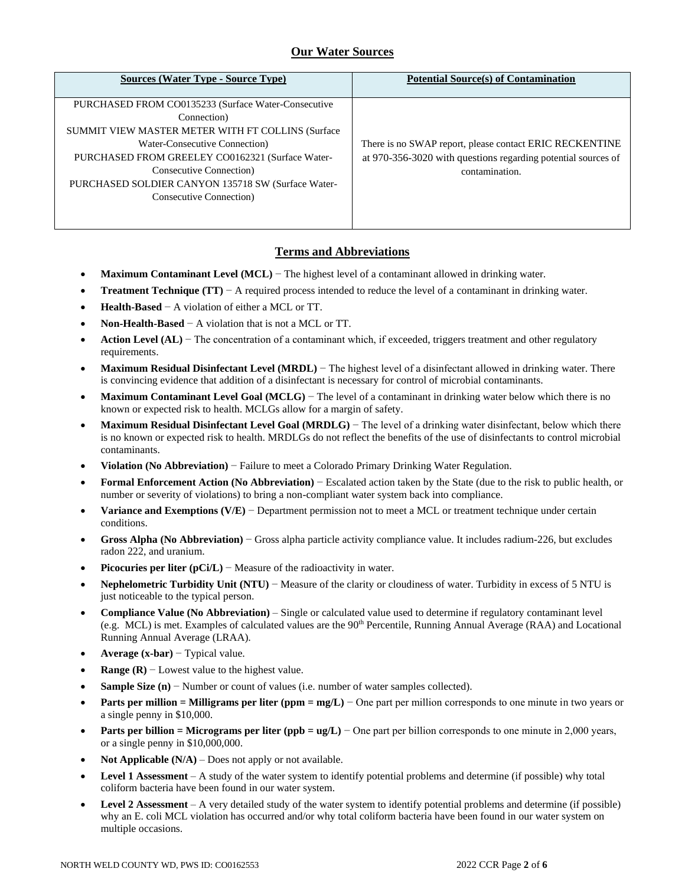## Our Water Sources

| Sources (Water Type - Source Type) | Potential Source(s) of Contamination |
| --- | --- |
| PURCHASED FROM CO0135233 (Surface Water-Consecutive Connection)<br>SUMMIT VIEW MASTER METER WITH FT COLLINS (Surface Water-Consecutive Connection)<br>PURCHASED FROM GREELEY CO0162321 (Surface Water-Consecutive Connection)<br>PURCHASED SOLDIER CANYON 135718 SW (Surface Water-Consecutive Connection) | There is no SWAP report, please contact ERIC RECKENTINE at 970-356-3020 with questions regarding potential sources of contamination. |

## Terms and Abbreviations

- **Maximum Contaminant Level (MCL)** − The highest level of a contaminant allowed in drinking water.
- **Treatment Technique (TT)** − A required process intended to reduce the level of a contaminant in drinking water.
- **Health-Based** − A violation of either a MCL or TT.
- **Non-Health-Based** − A violation that is not a MCL or TT.
- **Action Level (AL)** − The concentration of a contaminant which, if exceeded, triggers treatment and other regulatory requirements.
- **Maximum Residual Disinfectant Level (MRDL)** − The highest level of a disinfectant allowed in drinking water. There is convincing evidence that addition of a disinfectant is necessary for control of microbial contaminants.
- **Maximum Contaminant Level Goal (MCLG)** − The level of a contaminant in drinking water below which there is no known or expected risk to health. MCLGs allow for a margin of safety.
- **Maximum Residual Disinfectant Level Goal (MRDLG)** − The level of a drinking water disinfectant, below which there is no known or expected risk to health. MRDLGs do not reflect the benefits of the use of disinfectants to control microbial contaminants.
- **Violation (No Abbreviation)** − Failure to meet a Colorado Primary Drinking Water Regulation.
- **Formal Enforcement Action (No Abbreviation)** − Escalated action taken by the State (due to the risk to public health, or number or severity of violations) to bring a non-compliant water system back into compliance.
- **Variance and Exemptions (V/E)** − Department permission not to meet a MCL or treatment technique under certain conditions.
- **Gross Alpha (No Abbreviation)** − Gross alpha particle activity compliance value. It includes radium-226, but excludes radon 222, and uranium.
- **Picocuries per liter (pCi/L)** − Measure of the radioactivity in water.
- **Nephelometric Turbidity Unit (NTU)** − Measure of the clarity or cloudiness of water. Turbidity in excess of 5 NTU is just noticeable to the typical person.
- **Compliance Value (No Abbreviation)** – Single or calculated value used to determine if regulatory contaminant level (e.g. MCL) is met. Examples of calculated values are the 90th Percentile, Running Annual Average (RAA) and Locational Running Annual Average (LRAA).
- **Average (x-bar)** − Typical value.
- **Range (R)** − Lowest value to the highest value.
- **Sample Size (n)** − Number or count of values (i.e. number of water samples collected).
- **Parts per million = Milligrams per liter (ppm = mg/L)** − One part per million corresponds to one minute in two years or a single penny in $10,000.
- **Parts per billion = Micrograms per liter (ppb = ug/L)** − One part per billion corresponds to one minute in 2,000 years, or a single penny in $10,000,000.
- **Not Applicable (N/A)** – Does not apply or not available.
- **Level 1 Assessment** – A study of the water system to identify potential problems and determine (if possible) why total coliform bacteria have been found in our water system.
- **Level 2 Assessment** – A very detailed study of the water system to identify potential problems and determine (if possible) why an E. coli MCL violation has occurred and/or why total coliform bacteria have been found in our water system on multiple occasions.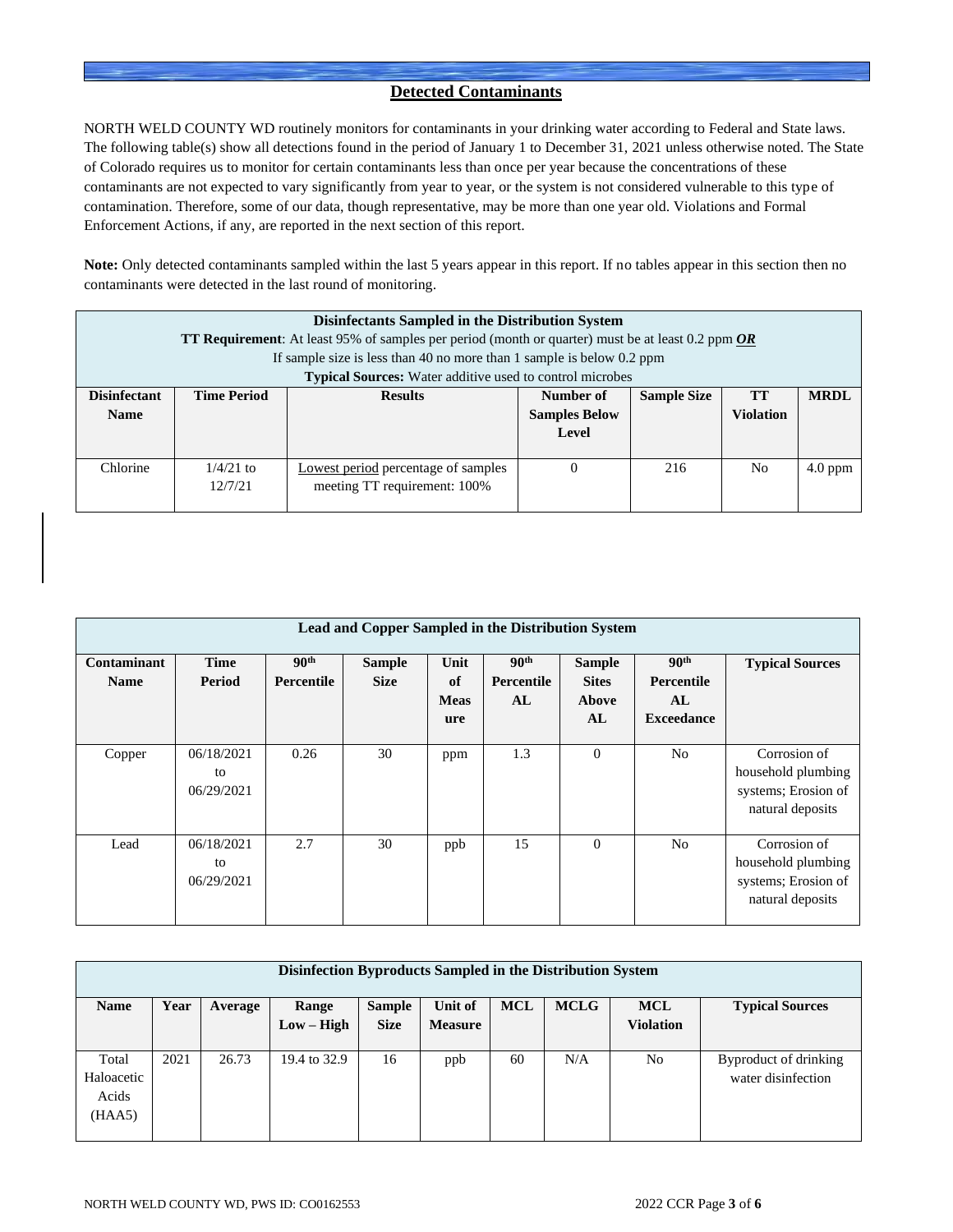## Detected Contaminants

NORTH WELD COUNTY WD routinely monitors for contaminants in your drinking water according to Federal and State laws. The following table(s) show all detections found in the period of January 1 to December 31, 2021 unless otherwise noted. The State of Colorado requires us to monitor for certain contaminants less than once per year because the concentrations of these contaminants are not expected to vary significantly from year to year, or the system is not considered vulnerable to this type of contamination. Therefore, some of our data, though representative, may be more than one year old. Violations and Formal Enforcement Actions, if any, are reported in the next section of this report.

**Note:** Only detected contaminants sampled within the last 5 years appear in this report. If no tables appear in this section then no contaminants were detected in the last round of monitoring.

**Disinfectants Sampled in the Distribution System**

**TT Requirement**: At least 95% of samples per period (month or quarter) must be at least 0.2 ppm ***OR***
If sample size is less than 40 no more than 1 sample is below 0.2 ppm
**Typical Sources:** Water additive used to control microbes

| Disinfectant Name | Time Period | Results | Number of Samples Below Level | Sample Size | TT Violation | MRDL |
|---|---|---|---|---|---|---|
| Chlorine | 1/4/21 to 12/7/21 | Lowest period percentage of samples meeting TT requirement: 100% | 0 | 216 | No | 4.0 ppm |

**Lead and Copper Sampled in the Distribution System**

| Contaminant Name | Time Period | 90th Percentile | Sample Size | Unit of Measure | 90th Percentile AL | Sample Sites Above AL | 90th Percentile AL Exceedance | Typical Sources |
|---|---|---|---|---|---|---|---|---|
| Copper | 06/18/2021 to 06/29/2021 | 0.26 | 30 | ppm | 1.3 | 0 | No | Corrosion of household plumbing systems; Erosion of natural deposits |
| Lead | 06/18/2021 to 06/29/2021 | 2.7 | 30 | ppb | 15 | 0 | No | Corrosion of household plumbing systems; Erosion of natural deposits |

**Disinfection Byproducts Sampled in the Distribution System**

| Name | Year | Average | Range Low – High | Sample Size | Unit of Measure | MCL | MCLG | MCL Violation | Typical Sources |
|---|---|---|---|---|---|---|---|---|---|
| Total Haloacetic Acids (HAA5) | 2021 | 26.73 | 19.4 to 32.9 | 16 | ppb | 60 | N/A | No | Byproduct of drinking water disinfection |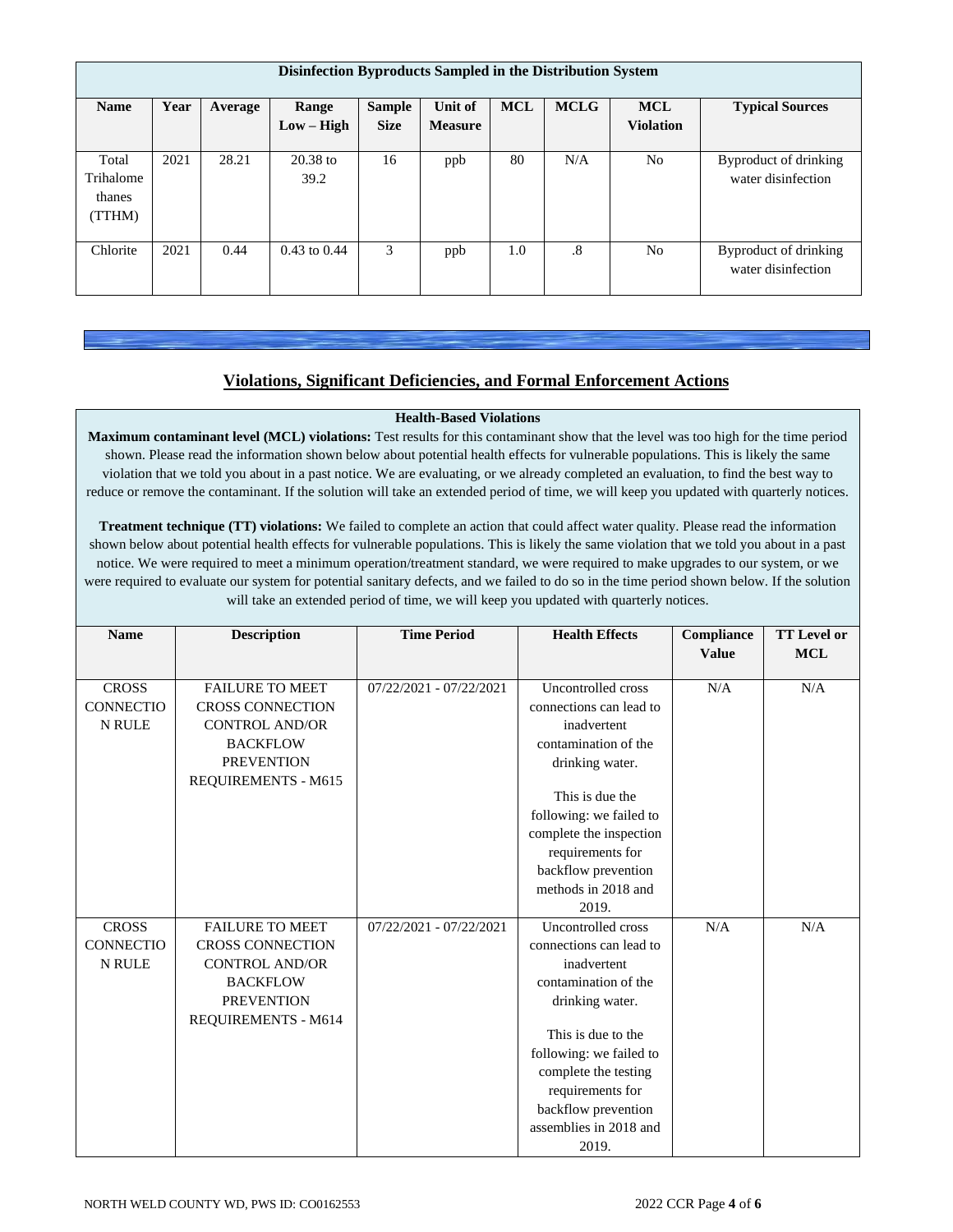| Disinfection Byproducts Sampled in the Distribution System | | | | | | | | | |
|---|---|---|---|---|---|---|---|---|---|
| **Name** | **Year** | **Average** | **Range Low – High** | **Sample Size** | **Unit of Measure** | **MCL** | **MCLG** | **MCL Violation** | **Typical Sources** |
| Total Trihalomethanes (TTHM) | 2021 | 28.21 | 20.38 to 39.2 | 16 | ppb | 80 | N/A | No | Byproduct of drinking water disinfection |
| Chlorite | 2021 | 0.44 | 0.43 to 0.44 | 3 | ppb | 1.0 | .8 | No | Byproduct of drinking water disinfection |

## Violations, Significant Deficiencies, and Formal Enforcement Actions

### Health-Based Violations

**Maximum contaminant level (MCL) violations:** Test results for this contaminant show that the level was too high for the time period shown. Please read the information shown below about potential health effects for vulnerable populations. This is likely the same violation that we told you about in a past notice. We are evaluating, or we already completed an evaluation, to find the best way to reduce or remove the contaminant. If the solution will take an extended period of time, we will keep you updated with quarterly notices.

**Treatment technique (TT) violations:** We failed to complete an action that could affect water quality. Please read the information shown below about potential health effects for vulnerable populations. This is likely the same violation that we told you about in a past notice. We were required to meet a minimum operation/treatment standard, we were required to make upgrades to our system, or we were required to evaluate our system for potential sanitary defects, and we failed to do so in the time period shown below. If the solution will take an extended period of time, we will keep you updated with quarterly notices.

| Name | Description | Time Period | Health Effects | Compliance Value | TT Level or MCL |
|---|---|---|---|---|---|
| CROSS CONNECTION RULE | FAILURE TO MEET CROSS CONNECTION CONTROL AND/OR BACKFLOW PREVENTION REQUIREMENTS - M615 | 07/22/2021 - 07/22/2021 | Uncontrolled cross connections can lead to inadvertent contamination of the drinking water. This is due the following: we failed to complete the inspection requirements for backflow prevention methods in 2018 and 2019. | N/A | N/A |
| CROSS CONNECTION RULE | FAILURE TO MEET CROSS CONNECTION CONTROL AND/OR BACKFLOW PREVENTION REQUIREMENTS - M614 | 07/22/2021 - 07/22/2021 | Uncontrolled cross connections can lead to inadvertent contamination of the drinking water. This is due to the following: we failed to complete the testing requirements for backflow prevention assemblies in 2018 and 2019. | N/A | N/A |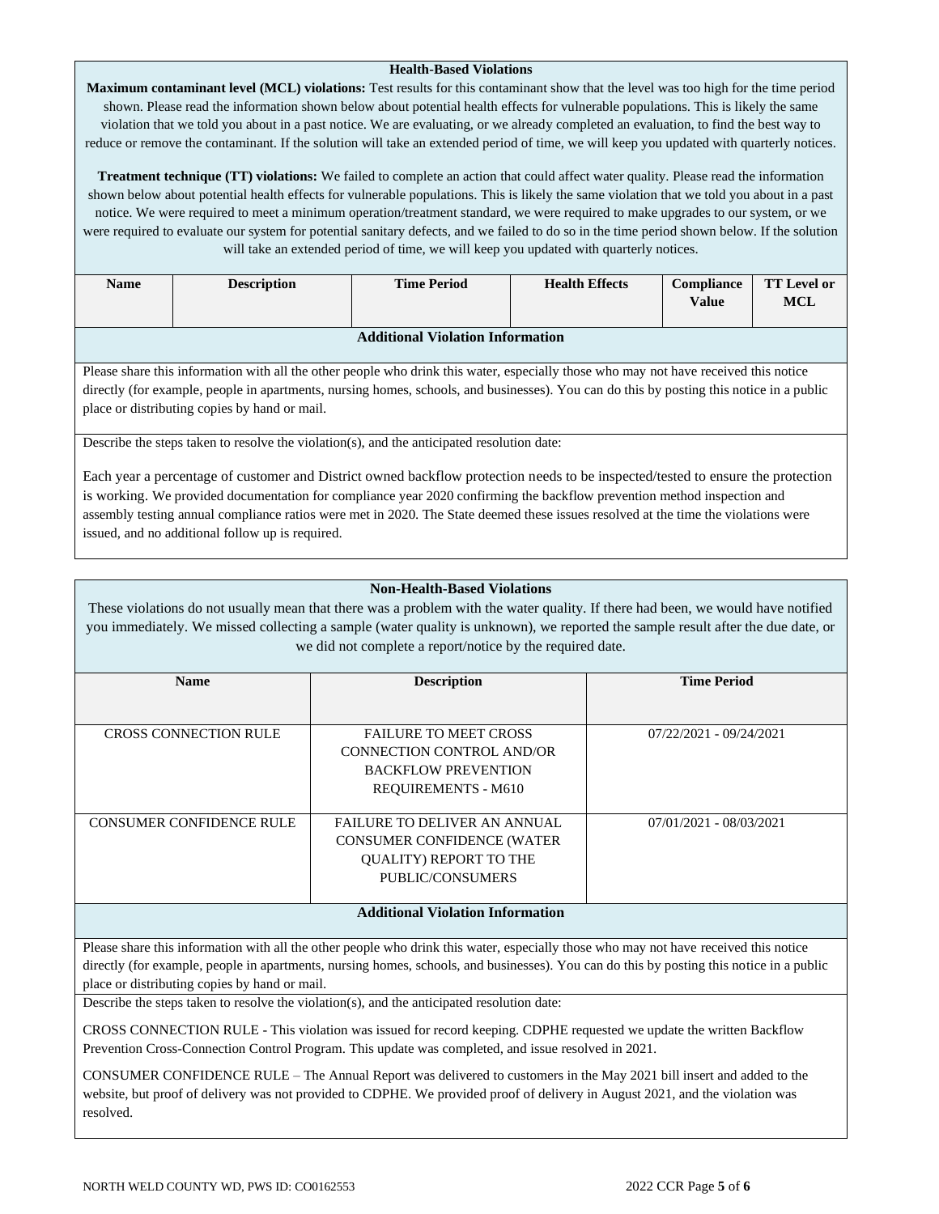### Health-Based Violations

**Maximum contaminant level (MCL) violations:** Test results for this contaminant show that the level was too high for the time period shown. Please read the information shown below about potential health effects for vulnerable populations. This is likely the same violation that we told you about in a past notice. We are evaluating, or we already completed an evaluation, to find the best way to reduce or remove the contaminant. If the solution will take an extended period of time, we will keep you updated with quarterly notices.

**Treatment technique (TT) violations:** We failed to complete an action that could affect water quality. Please read the information shown below about potential health effects for vulnerable populations. This is likely the same violation that we told you about in a past notice. We were required to meet a minimum operation/treatment standard, we were required to make upgrades to our system, or we were required to evaluate our system for potential sanitary defects, and we failed to do so in the time period shown below. If the solution will take an extended period of time, we will keep you updated with quarterly notices.

| Name | Description | Time Period | Health Effects | Compliance Value | TT Level or MCL |
|---|---|---|---|---|---|

**Additional Violation Information**

Please share this information with all the other people who drink this water, especially those who may not have received this notice directly (for example, people in apartments, nursing homes, schools, and businesses). You can do this by posting this notice in a public place or distributing copies by hand or mail.

Describe the steps taken to resolve the violation(s), and the anticipated resolution date:

Each year a percentage of customer and District owned backflow protection needs to be inspected/tested to ensure the protection is working. We provided documentation for compliance year 2020 confirming the backflow prevention method inspection and assembly testing annual compliance ratios were met in 2020. The State deemed these issues resolved at the time the violations were issued, and no additional follow up is required.

### Non-Health-Based Violations

These violations do not usually mean that there was a problem with the water quality. If there had been, we would have notified you immediately. We missed collecting a sample (water quality is unknown), we reported the sample result after the due date, or we did not complete a report/notice by the required date.

| Name | Description | Time Period |
|---|---|---|
| CROSS CONNECTION RULE | FAILURE TO MEET CROSS CONNECTION CONTROL AND/OR BACKFLOW PREVENTION REQUIREMENTS - M610 | 07/22/2021 - 09/24/2021 |
| CONSUMER CONFIDENCE RULE | FAILURE TO DELIVER AN ANNUAL CONSUMER CONFIDENCE (WATER QUALITY) REPORT TO THE PUBLIC/CONSUMERS | 07/01/2021 - 08/03/2021 |

**Additional Violation Information**

Please share this information with all the other people who drink this water, especially those who may not have received this notice directly (for example, people in apartments, nursing homes, schools, and businesses). You can do this by posting this notice in a public place or distributing copies by hand or mail.

Describe the steps taken to resolve the violation(s), and the anticipated resolution date:

CROSS CONNECTION RULE - This violation was issued for record keeping. CDPHE requested we update the written Backflow Prevention Cross-Connection Control Program. This update was completed, and issue resolved in 2021.

CONSUMER CONFIDENCE RULE – The Annual Report was delivered to customers in the May 2021 bill insert and added to the website, but proof of delivery was not provided to CDPHE. We provided proof of delivery in August 2021, and the violation was resolved.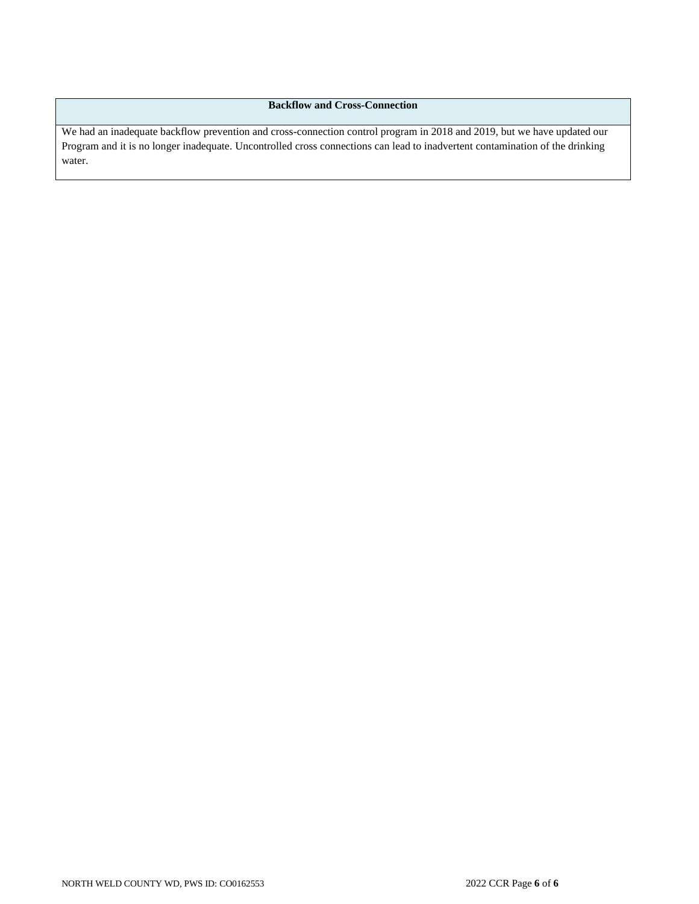| Backflow and Cross-Connection |
| --- |
| We had an inadequate backflow prevention and cross-connection control program in 2018 and 2019, but we have updated our Program and it is no longer inadequate. Uncontrolled cross connections can lead to inadvertent contamination of the drinking water. |